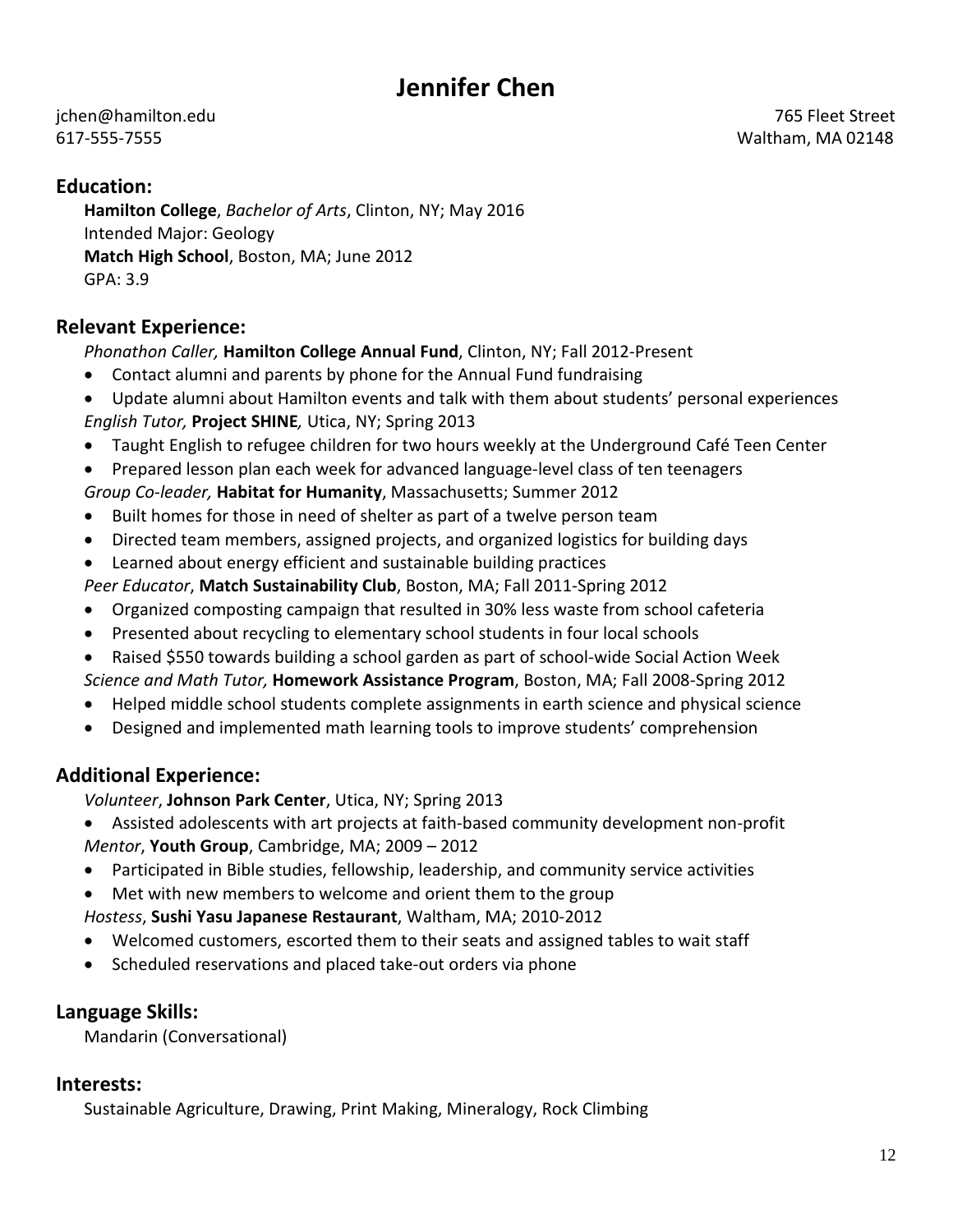# Jennifer Chen

jchen@hamilton.edu
617-555-7555

765 Fleet Street
Waltham, MA 02148

## Education:

**Hamilton College**, *Bachelor of Arts*, Clinton, NY; May 2016
Intended Major: Geology
**Match High School**, Boston, MA; June 2012
GPA: 3.9

## Relevant Experience:

*Phonathon Caller,* **Hamilton College Annual Fund**, Clinton, NY; Fall 2012-Present

- Contact alumni and parents by phone for the Annual Fund fundraising
- Update alumni about Hamilton events and talk with them about students' personal experiences

*English Tutor,* **Project SHINE***,* Utica, NY; Spring 2013

- Taught English to refugee children for two hours weekly at the Underground Café Teen Center
- Prepared lesson plan each week for advanced language-level class of ten teenagers

*Group Co-leader,* **Habitat for Humanity**, Massachusetts; Summer 2012

- Built homes for those in need of shelter as part of a twelve person team
- Directed team members, assigned projects, and organized logistics for building days
- Learned about energy efficient and sustainable building practices

*Peer Educator*, **Match Sustainability Club**, Boston, MA; Fall 2011-Spring 2012

- Organized composting campaign that resulted in 30% less waste from school cafeteria
- Presented about recycling to elementary school students in four local schools
- Raised $550 towards building a school garden as part of school-wide Social Action Week

*Science and Math Tutor,* **Homework Assistance Program**, Boston, MA; Fall 2008-Spring 2012

- Helped middle school students complete assignments in earth science and physical science
- Designed and implemented math learning tools to improve students' comprehension

## Additional Experience:

*Volunteer*, **Johnson Park Center**, Utica, NY; Spring 2013

- Assisted adolescents with art projects at faith-based community development non-profit

*Mentor*, **Youth Group**, Cambridge, MA; 2009 – 2012

- Participated in Bible studies, fellowship, leadership, and community service activities
- Met with new members to welcome and orient them to the group

*Hostess*, **Sushi Yasu Japanese Restaurant**, Waltham, MA; 2010-2012

- Welcomed customers, escorted them to their seats and assigned tables to wait staff
- Scheduled reservations and placed take-out orders via phone

## Language Skills:

Mandarin (Conversational)

## Interests:

Sustainable Agriculture, Drawing, Print Making, Mineralogy, Rock Climbing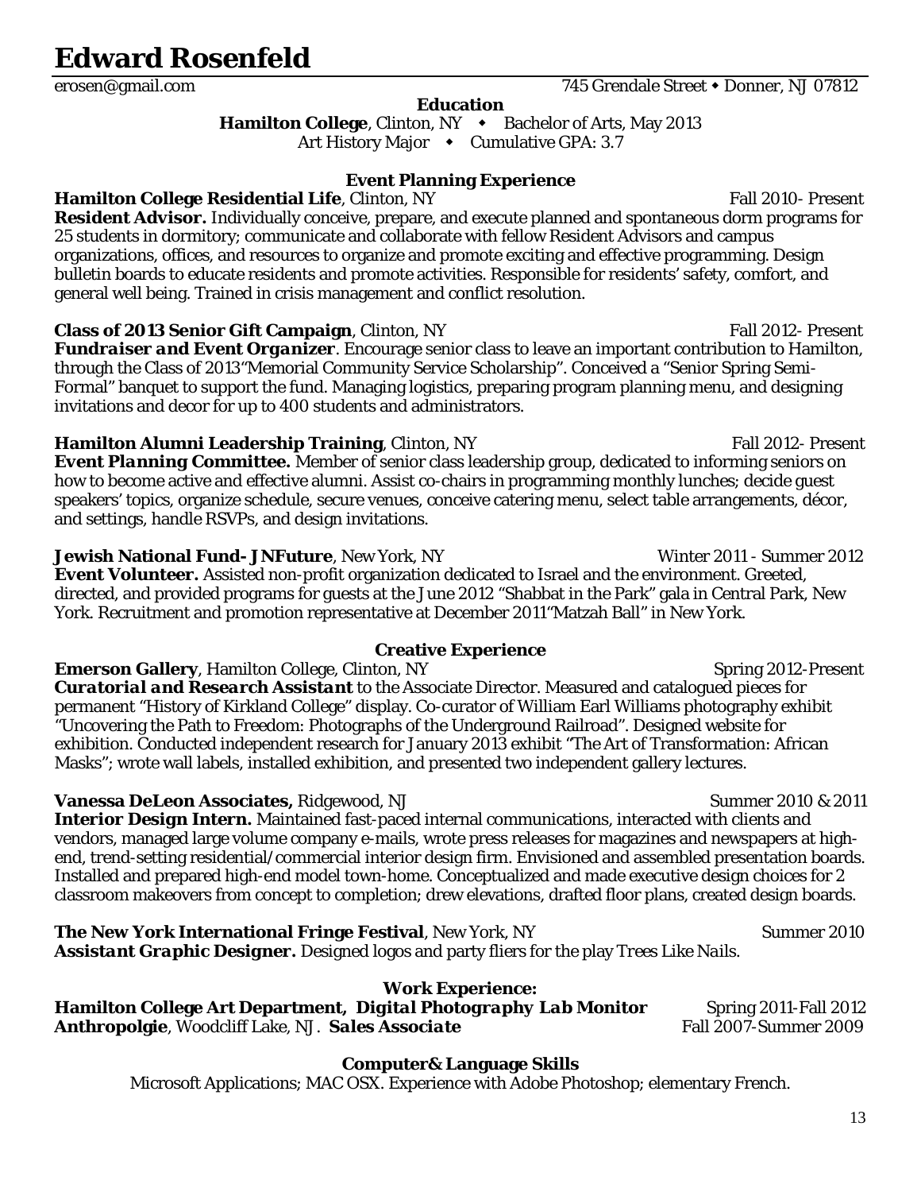# Edward Rosenfeld

erosen@gmail.com 745 Grendale Street ◆ Donner, NJ 07812

## Education

**Hamilton College**, Clinton, NY ◆ Bachelor of Arts, May 2013
Art History Major ◆ Cumulative GPA: 3.7

## Event Planning Experience

**Hamilton College Residential Life**, Clinton, NY Fall 2010- Present
**Resident Advisor.** Individually conceive, prepare, and execute planned and spontaneous dorm programs for 25 students in dormitory; communicate and collaborate with fellow Resident Advisors and campus organizations, offices, and resources to organize and promote exciting and effective programming. Design bulletin boards to educate residents and promote activities. Responsible for residents' safety, comfort, and general well being. Trained in crisis management and conflict resolution.

**Class of 2013 Senior Gift Campaign**, Clinton, NY Fall 2012- Present
***Fundraiser and Event Organizer***. Encourage senior class to leave an important contribution to Hamilton, through the Class of 2013"Memorial Community Service Scholarship". Conceived a "Senior Spring Semi-Formal" banquet to support the fund. Managing logistics, preparing program planning menu, and designing invitations and decor for up to 400 students and administrators.

**Hamilton Alumni Leadership Training**, Clinton, NY Fall 2012- Present
***Event Planning Committee.*** Member of senior class leadership group, dedicated to informing seniors on how to become active and effective alumni. Assist co-chairs in programming monthly lunches; decide guest speakers' topics, organize schedule, secure venues, conceive catering menu, select table arrangements, décor, and settings, handle RSVPs, and design invitations.

**Jewish National Fund- JNFuture**, New York, NY Winter 2011 - Summer 2012
**Event Volunteer.** Assisted non-profit organization dedicated to Israel and the environment. Greeted, directed, and provided programs for guests at the June 2012 "Shabbat in the Park" gala in Central Park, New York. Recruitment and promotion representative at December 2011"Matzah Ball" in New York.

## Creative Experience

**Emerson Gallery**, Hamilton College, Clinton, NY Spring 2012-Present
***Curatorial and Research Assistant*** to the Associate Director. Measured and catalogued pieces for permanent "History of Kirkland College" display. Co-curator of William Earl Williams photography exhibit "Uncovering the Path to Freedom: Photographs of the Underground Railroad". Designed website for exhibition. Conducted independent research for January 2013 exhibit "The Art of Transformation: African Masks"; wrote wall labels, installed exhibition, and presented two independent gallery lectures.

**Vanessa DeLeon Associates,** Ridgewood, NJ Summer 2010 & 2011
**Interior Design Intern.** Maintained fast-paced internal communications, interacted with clients and vendors, managed large volume company e-mails, wrote press releases for magazines and newspapers at high-end, trend-setting residential/commercial interior design firm. Envisioned and assembled presentation boards. Installed and prepared high-end model town-home. Conceptualized and made executive design choices for 2 classroom makeovers from concept to completion; drew elevations, drafted floor plans, created design boards.

**The New York International Fringe Festival**, New York, NY Summer 2010
***Assistant Graphic Designer.*** Designed logos and party fliers for the play *Trees Like Nails*.

## Work Experience:

**Hamilton College Art Department, *Digital Photography Lab Monitor*** Spring 2011-Fall 2012
**Anthropolgie**, Woodcliff Lake, NJ. ***Sales Associate*** Fall 2007-Summer 2009

## Computer& Language Skills

Microsoft Applications; MAC OSX. Experience with Adobe Photoshop; elementary French.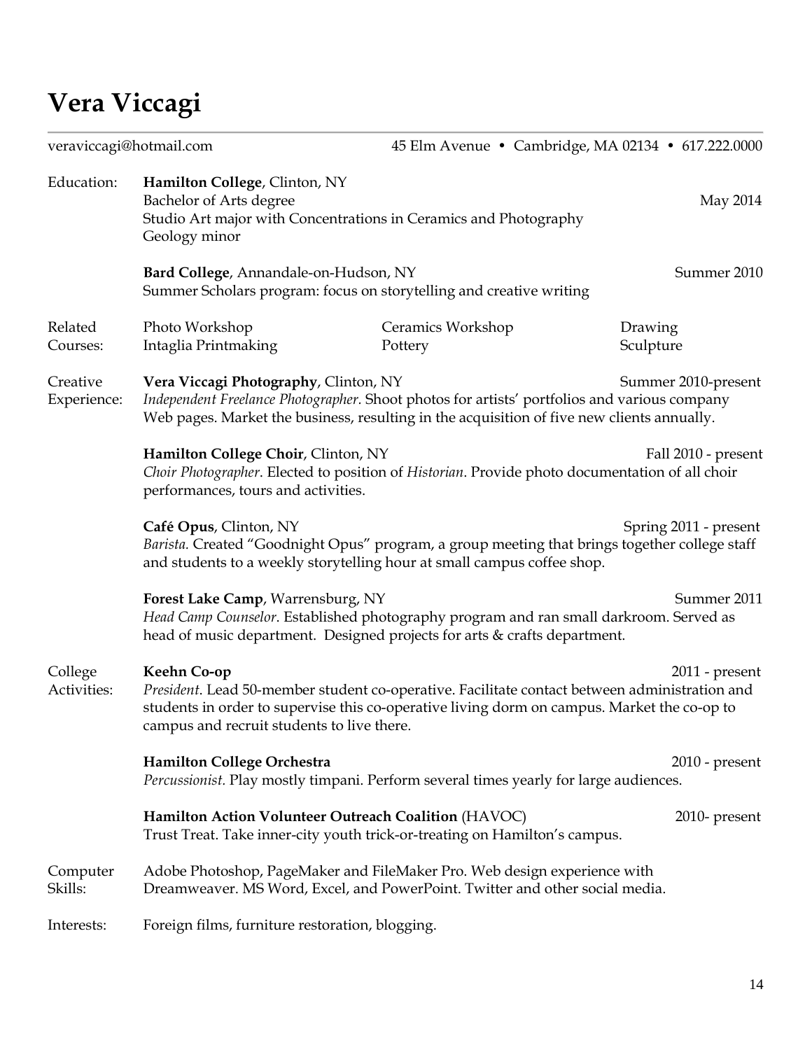# Vera Viccagi

veraviccagi@hotmail.com 45 Elm Avenue • Cambridge, MA 02134 • 617.222.0000

**Education:**

**Hamilton College**, Clinton, NY
Bachelor of Arts degree — May 2014
Studio Art major with Concentrations in Ceramics and Photography
Geology minor

**Bard College**, Annandale-on-Hudson, NY — Summer 2010
Summer Scholars program: focus on storytelling and creative writing

**Related Courses:**

| | | |
|---|---|---|
| Photo Workshop | Ceramics Workshop | Drawing |
| Intaglia Printmaking | Pottery | Sculpture |

**Creative Experience:**

**Vera Viccagi Photography**, Clinton, NY — Summer 2010-present
*Independent Freelance Photographer.* Shoot photos for artists' portfolios and various company Web pages. Market the business, resulting in the acquisition of five new clients annually.

**Hamilton College Choir**, Clinton, NY — Fall 2010 - present
*Choir Photographer*. Elected to position of *Historian*. Provide photo documentation of all choir performances, tours and activities.

**Café Opus**, Clinton, NY — Spring 2011 - present
*Barista.* Created "Goodnight Opus" program, a group meeting that brings together college staff and students to a weekly storytelling hour at small campus coffee shop.

**Forest Lake Camp**, Warrensburg, NY — Summer 2011
*Head Camp Counselor*. Established photography program and ran small darkroom. Served as head of music department. Designed projects for arts & crafts department.

**College Activities:**

**Keehn Co-op** — 2011 - present
*President*. Lead 50-member student co-operative. Facilitate contact between administration and students in order to supervise this co-operative living dorm on campus. Market the co-op to campus and recruit students to live there.

**Hamilton College Orchestra** — 2010 - present
*Percussionist.* Play mostly timpani. Perform several times yearly for large audiences.

**Hamilton Action Volunteer Outreach Coalition** (HAVOC) — 2010- present
Trust Treat. Take inner-city youth trick-or-treating on Hamilton's campus.

**Computer Skills:** Adobe Photoshop, PageMaker and FileMaker Pro. Web design experience with Dreamweaver. MS Word, Excel, and PowerPoint. Twitter and other social media.

**Interests:** Foreign films, furniture restoration, blogging.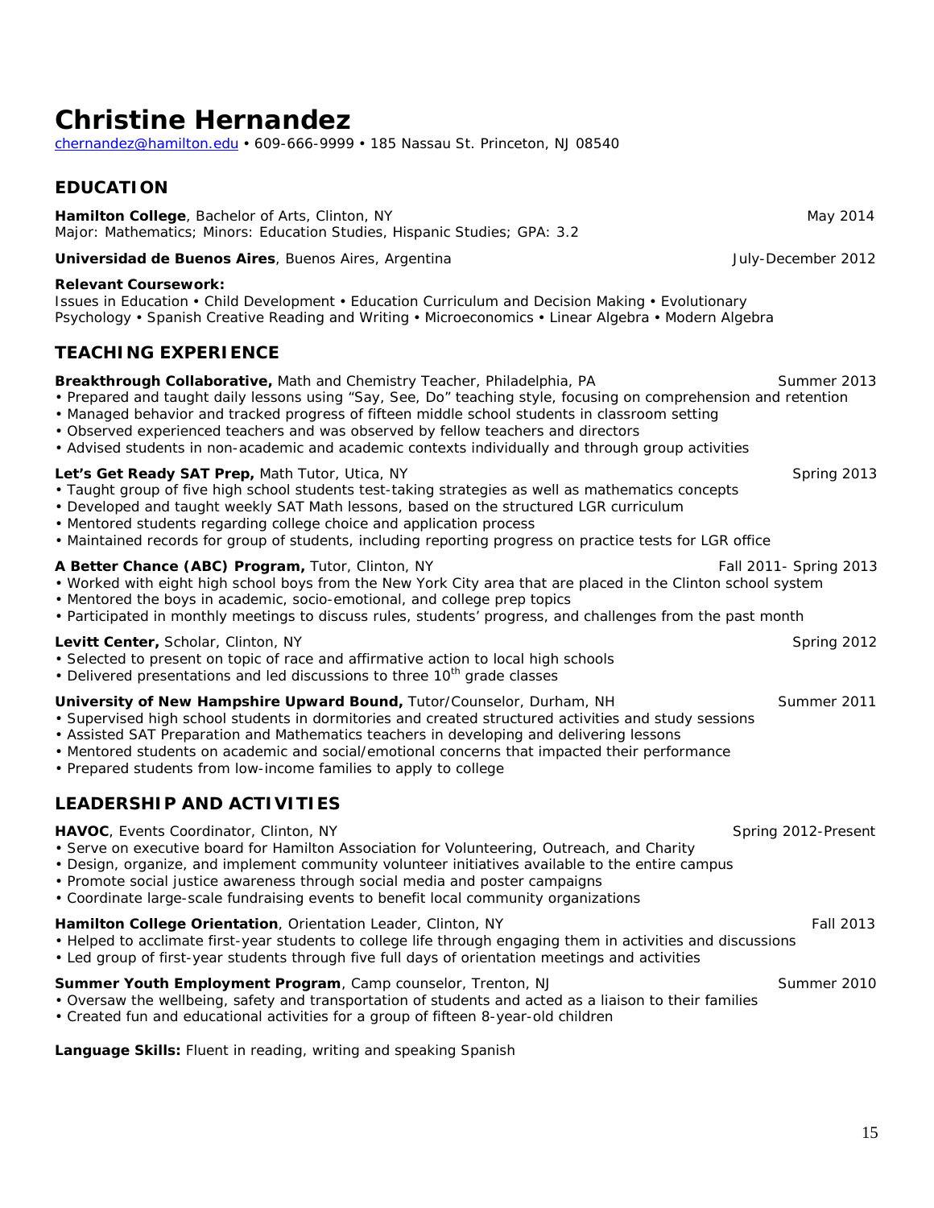# Christine Hernandez

chernandez@hamilton.edu • 609-666-9999 • 185 Nassau St. Princeton, NJ 08540

## EDUCATION

**Hamilton College**, Bachelor of Arts, Clinton, NY — May 2014
Major: Mathematics; Minors: Education Studies, Hispanic Studies; GPA: 3.2

**Universidad de Buenos Aires**, Buenos Aires, Argentina — July-December 2012

**Relevant Coursework:**
Issues in Education • Child Development • Education Curriculum and Decision Making • Evolutionary Psychology • Spanish Creative Reading and Writing • Microeconomics • Linear Algebra • Modern Algebra

## TEACHING EXPERIENCE

**Breakthrough Collaborative,** Math and Chemistry Teacher, Philadelphia, PA — Summer 2013

- Prepared and taught daily lessons using "Say, See, Do" teaching style, focusing on comprehension and retention
- Managed behavior and tracked progress of fifteen middle school students in classroom setting
- Observed experienced teachers and was observed by fellow teachers and directors
- Advised students in non-academic and academic contexts individually and through group activities

**Let's Get Ready SAT Prep,** Math Tutor, Utica, NY — Spring 2013

- Taught group of five high school students test-taking strategies as well as mathematics concepts
- Developed and taught weekly SAT Math lessons, based on the structured LGR curriculum
- Mentored students regarding college choice and application process
- Maintained records for group of students, including reporting progress on practice tests for LGR office

**A Better Chance (ABC) Program,** Tutor, Clinton, NY — Fall 2011- Spring 2013

- Worked with eight high school boys from the New York City area that are placed in the Clinton school system
- Mentored the boys in academic, socio-emotional, and college prep topics
- Participated in monthly meetings to discuss rules, students' progress, and challenges from the past month

**Levitt Center,** Scholar, Clinton, NY — Spring 2012

- Selected to present on topic of race and affirmative action to local high schools
- Delivered presentations and led discussions to three 10th grade classes

**University of New Hampshire Upward Bound,** Tutor/Counselor, Durham, NH — Summer 2011

- Supervised high school students in dormitories and created structured activities and study sessions
- Assisted SAT Preparation and Mathematics teachers in developing and delivering lessons
- Mentored students on academic and social/emotional concerns that impacted their performance
- Prepared students from low-income families to apply to college

## LEADERSHIP AND ACTIVITIES

**HAVOC**, Events Coordinator, Clinton, NY — Spring 2012-Present

- Serve on executive board for Hamilton Association for Volunteering, Outreach, and Charity
- Design, organize, and implement community volunteer initiatives available to the entire campus
- Promote social justice awareness through social media and poster campaigns
- Coordinate large-scale fundraising events to benefit local community organizations

**Hamilton College Orientation**, Orientation Leader, Clinton, NY — Fall 2013

- Helped to acclimate first-year students to college life through engaging them in activities and discussions
- Led group of first-year students through five full days of orientation meetings and activities

**Summer Youth Employment Program**, Camp counselor, Trenton, NJ — Summer 2010

- Oversaw the wellbeing, safety and transportation of students and acted as a liaison to their families
- Created fun and educational activities for a group of fifteen 8-year-old children

**Language Skills:** Fluent in reading, writing and speaking Spanish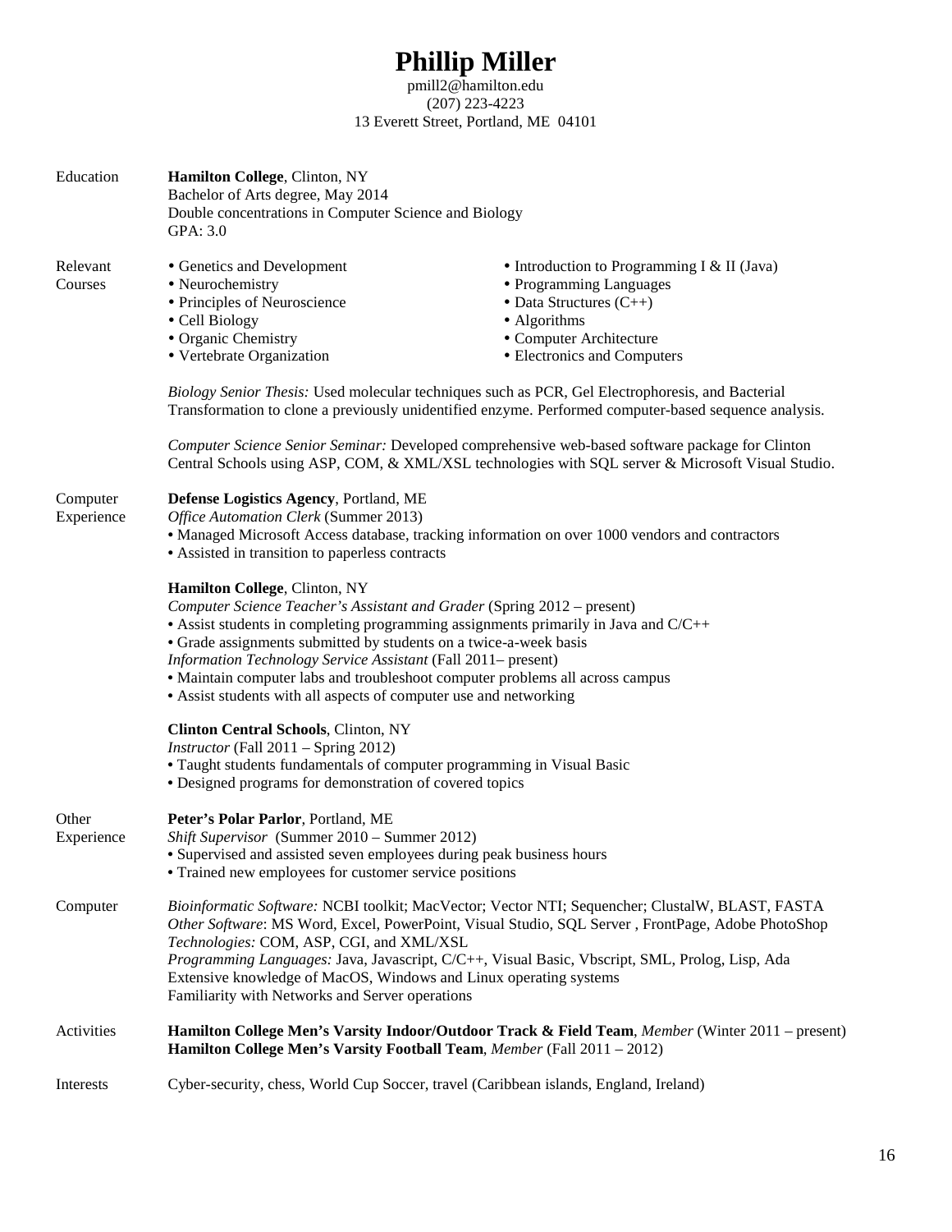# Phillip Miller

pmill2@hamilton.edu
(207) 223-4223
13 Everett Street, Portland, ME 04101

## Education

**Hamilton College**, Clinton, NY
Bachelor of Arts degree, May 2014
Double concentrations in Computer Science and Biology
GPA: 3.0

## Relevant Courses

- Genetics and Development
- Neurochemistry
- Principles of Neuroscience
- Cell Biology
- Organic Chemistry
- Vertebrate Organization
- Introduction to Programming I & II (Java)
- Programming Languages
- Data Structures (C++)
- Algorithms
- Computer Architecture
- Electronics and Computers

*Biology Senior Thesis:* Used molecular techniques such as PCR, Gel Electrophoresis, and Bacterial Transformation to clone a previously unidentified enzyme. Performed computer-based sequence analysis.

*Computer Science Senior Seminar:* Developed comprehensive web-based software package for Clinton Central Schools using ASP, COM, & XML/XSL technologies with SQL server & Microsoft Visual Studio.

## Computer Experience

**Defense Logistics Agency**, Portland, ME
*Office Automation Clerk* (Summer 2013)
- Managed Microsoft Access database, tracking information on over 1000 vendors and contractors
- Assisted in transition to paperless contracts

**Hamilton College**, Clinton, NY
*Computer Science Teacher's Assistant and Grader* (Spring 2012 – present)
- Assist students in completing programming assignments primarily in Java and C/C++
- Grade assignments submitted by students on a twice-a-week basis

*Information Technology Service Assistant* (Fall 2011– present)
- Maintain computer labs and troubleshoot computer problems all across campus
- Assist students with all aspects of computer use and networking

**Clinton Central Schools**, Clinton, NY
*Instructor* (Fall 2011 – Spring 2012)
- Taught students fundamentals of computer programming in Visual Basic
- Designed programs for demonstration of covered topics

## Other Experience

**Peter's Polar Parlor**, Portland, ME
*Shift Supervisor* (Summer 2010 – Summer 2012)
- Supervised and assisted seven employees during peak business hours
- Trained new employees for customer service positions

## Computer

*Bioinformatic Software:* NCBI toolkit; MacVector; Vector NTI; Sequencher; ClustalW, BLAST, FASTA
*Other Software*: MS Word, Excel, PowerPoint, Visual Studio, SQL Server , FrontPage, Adobe PhotoShop
*Technologies:* COM, ASP, CGI, and XML/XSL
*Programming Languages:* Java, Javascript, C/C++, Visual Basic, Vbscript, SML, Prolog, Lisp, Ada
Extensive knowledge of MacOS, Windows and Linux operating systems
Familiarity with Networks and Server operations

## Activities

**Hamilton College Men's Varsity Indoor/Outdoor Track & Field Team**, *Member* (Winter 2011 – present)
**Hamilton College Men's Varsity Football Team**, *Member* (Fall 2011 – 2012)

## Interests

Cyber-security, chess, World Cup Soccer, travel (Caribbean islands, England, Ireland)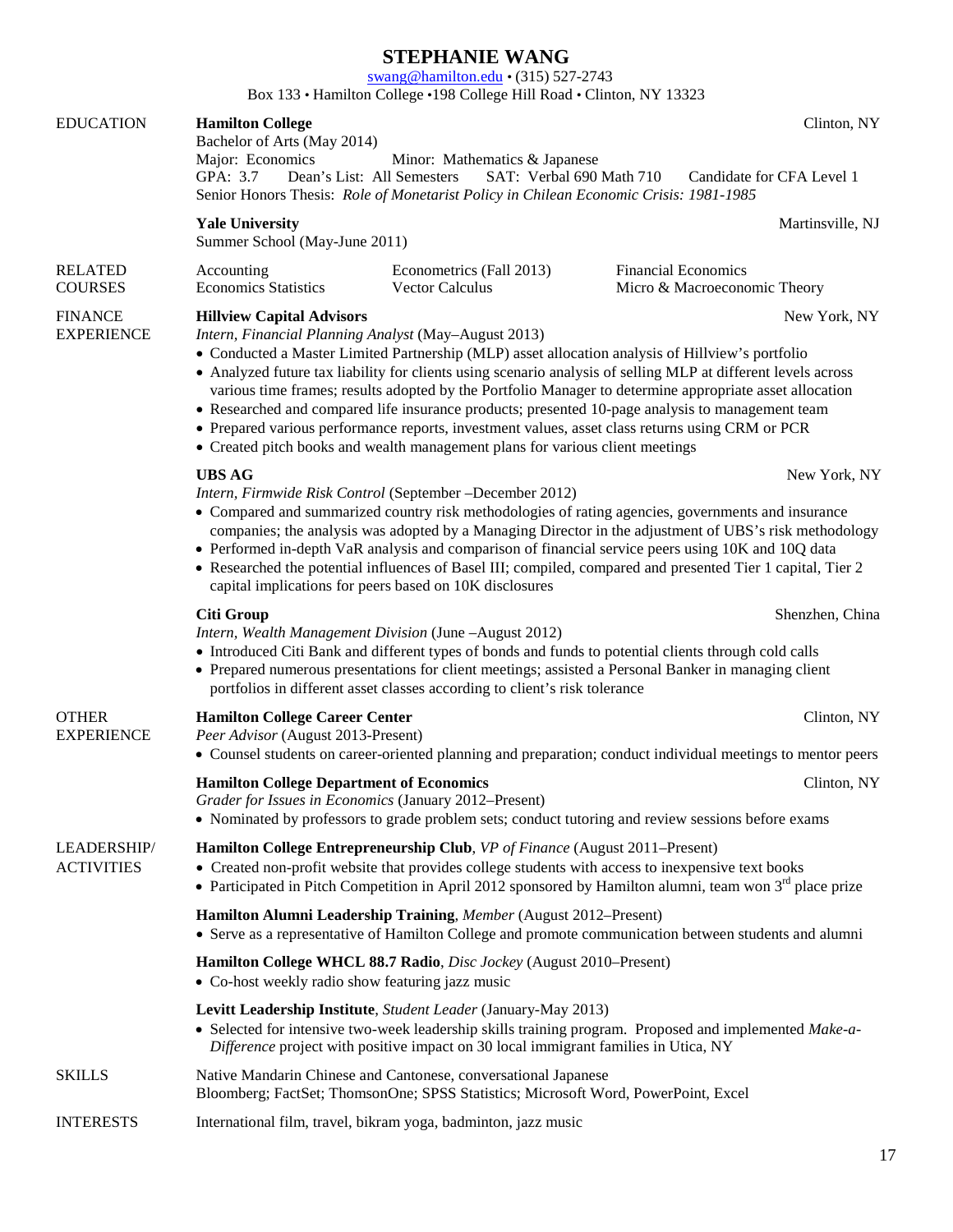# STEPHANIE WANG

swang@hamilton.edu • (315) 527-2743
Box 133 • Hamilton College •198 College Hill Road • Clinton, NY 13323

## EDUCATION

**Hamilton College** — Clinton, NY
Bachelor of Arts (May 2014)
Major: Economics    Minor: Mathematics & Japanese
GPA: 3.7    Dean's List: All Semesters    SAT: Verbal 690 Math 710    Candidate for CFA Level 1
Senior Honors Thesis: *Role of Monetarist Policy in Chilean Economic Crisis: 1981-1985*

**Yale University** — Martinsville, NJ
Summer School (May-June 2011)

## RELATED COURSES

Accounting    Econometrics (Fall 2013)    Financial Economics
Economics Statistics    Vector Calculus    Micro & Macroeconomic Theory

## FINANCE EXPERIENCE

**Hillview Capital Advisors** — New York, NY
*Intern, Financial Planning Analyst* (May–August 2013)

- Conducted a Master Limited Partnership (MLP) asset allocation analysis of Hillview's portfolio
- Analyzed future tax liability for clients using scenario analysis of selling MLP at different levels across various time frames; results adopted by the Portfolio Manager to determine appropriate asset allocation
- Researched and compared life insurance products; presented 10-page analysis to management team
- Prepared various performance reports, investment values, asset class returns using CRM or PCR
- Created pitch books and wealth management plans for various client meetings

**UBS AG** — New York, NY
*Intern, Firmwide Risk Control* (September –December 2012)

- Compared and summarized country risk methodologies of rating agencies, governments and insurance companies; the analysis was adopted by a Managing Director in the adjustment of UBS's risk methodology
- Performed in-depth VaR analysis and comparison of financial service peers using 10K and 10Q data
- Researched the potential influences of Basel III; compiled, compared and presented Tier 1 capital, Tier 2 capital implications for peers based on 10K disclosures

**Citi Group** — Shenzhen, China
*Intern, Wealth Management Division* (June –August 2012)

- Introduced Citi Bank and different types of bonds and funds to potential clients through cold calls
- Prepared numerous presentations for client meetings; assisted a Personal Banker in managing client portfolios in different asset classes according to client's risk tolerance

## OTHER EXPERIENCE

**Hamilton College Career Center** — Clinton, NY
*Peer Advisor* (August 2013-Present)

- Counsel students on career-oriented planning and preparation; conduct individual meetings to mentor peers

**Hamilton College Department of Economics** — Clinton, NY
*Grader for Issues in Economics* (January 2012–Present)

- Nominated by professors to grade problem sets; conduct tutoring and review sessions before exams

## LEADERSHIP/ ACTIVITIES

**Hamilton College Entrepreneurship Club**, *VP of Finance* (August 2011–Present)

- Created non-profit website that provides college students with access to inexpensive text books
- Participated in Pitch Competition in April 2012 sponsored by Hamilton alumni, team won 3rd place prize

**Hamilton Alumni Leadership Training**, *Member* (August 2012–Present)

- Serve as a representative of Hamilton College and promote communication between students and alumni

**Hamilton College WHCL 88.7 Radio**, *Disc Jockey* (August 2010–Present)

- Co-host weekly radio show featuring jazz music

**Levitt Leadership Institute**, *Student Leader* (January-May 2013)

- Selected for intensive two-week leadership skills training program. Proposed and implemented *Make-a-Difference* project with positive impact on 30 local immigrant families in Utica, NY

## SKILLS

Native Mandarin Chinese and Cantonese, conversational Japanese
Bloomberg; FactSet; ThomsonOne; SPSS Statistics; Microsoft Word, PowerPoint, Excel

## INTERESTS

International film, travel, bikram yoga, badminton, jazz music